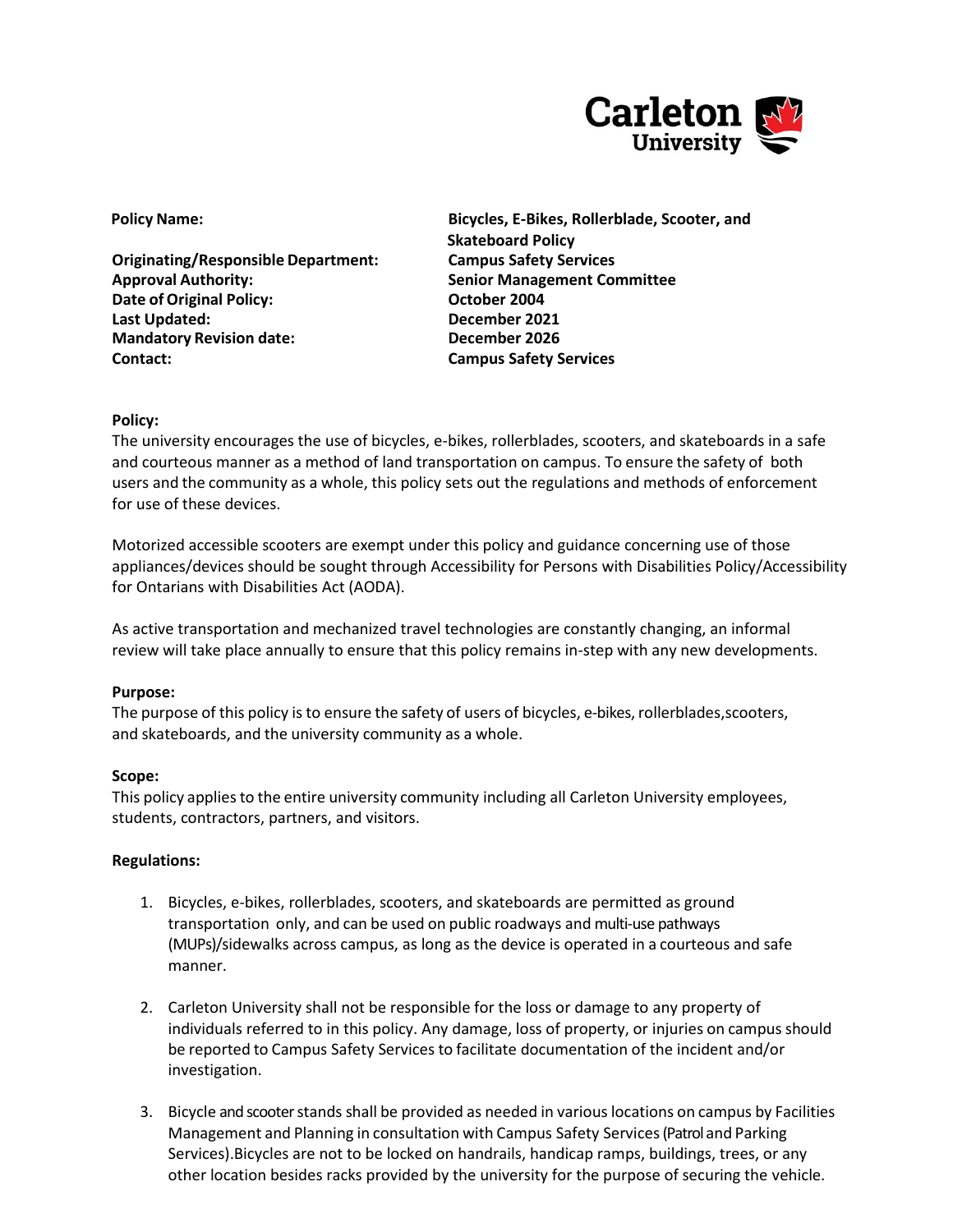| | |
|---|---|
| **Policy Name:** | **Bicycles, E-Bikes, Rollerblade, Scooter, and Skateboard Policy** |
| **Originating/Responsible Department:** | **Campus Safety Services** |
| **Approval Authority:** | **Senior Management Committee** |
| **Date of Original Policy:** | **October 2004** |
| **Last Updated:** | **December 2021** |
| **Mandatory Revision date:** | **December 2026** |
| **Contact:** | **Campus Safety Services** |

**Policy:**

The university encourages the use of bicycles, e-bikes, rollerblades, scooters, and skateboards in a safe and courteous manner as a method of land transportation on campus. To ensure the safety of both users and the community as a whole, this policy sets out the regulations and methods of enforcement for use of these devices.

Motorized accessible scooters are exempt under this policy and guidance concerning use of those appliances/devices should be sought through Accessibility for Persons with Disabilities Policy/Accessibility for Ontarians with Disabilities Act (AODA).

As active transportation and mechanized travel technologies are constantly changing, an informal review will take place annually to ensure that this policy remains in-step with any new developments.

**Purpose:**

The purpose of this policy is to ensure the safety of users of bicycles, e-bikes, rollerblades, scooters, and skateboards, and the university community as a whole.

**Scope:**

This policy applies to the entire university community including all Carleton University employees, students, contractors, partners, and visitors.

**Regulations:**

1. Bicycles, e-bikes, rollerblades, scooters, and skateboards are permitted as ground transportation only, and can be used on public roadways and multi-use pathways (MUPs)/sidewalks across campus, as long as the device is operated in a courteous and safe manner.

2. Carleton University shall not be responsible for the loss or damage to any property of individuals referred to in this policy. Any damage, loss of property, or injuries on campus should be reported to Campus Safety Services to facilitate documentation of the incident and/or investigation.

3. Bicycle and scooter stands shall be provided as needed in various locations on campus by Facilities Management and Planning in consultation with Campus Safety Services (Patrol and Parking Services).Bicycles are not to be locked on handrails, handicap ramps, buildings, trees, or any other location besides racks provided by the university for the purpose of securing the vehicle.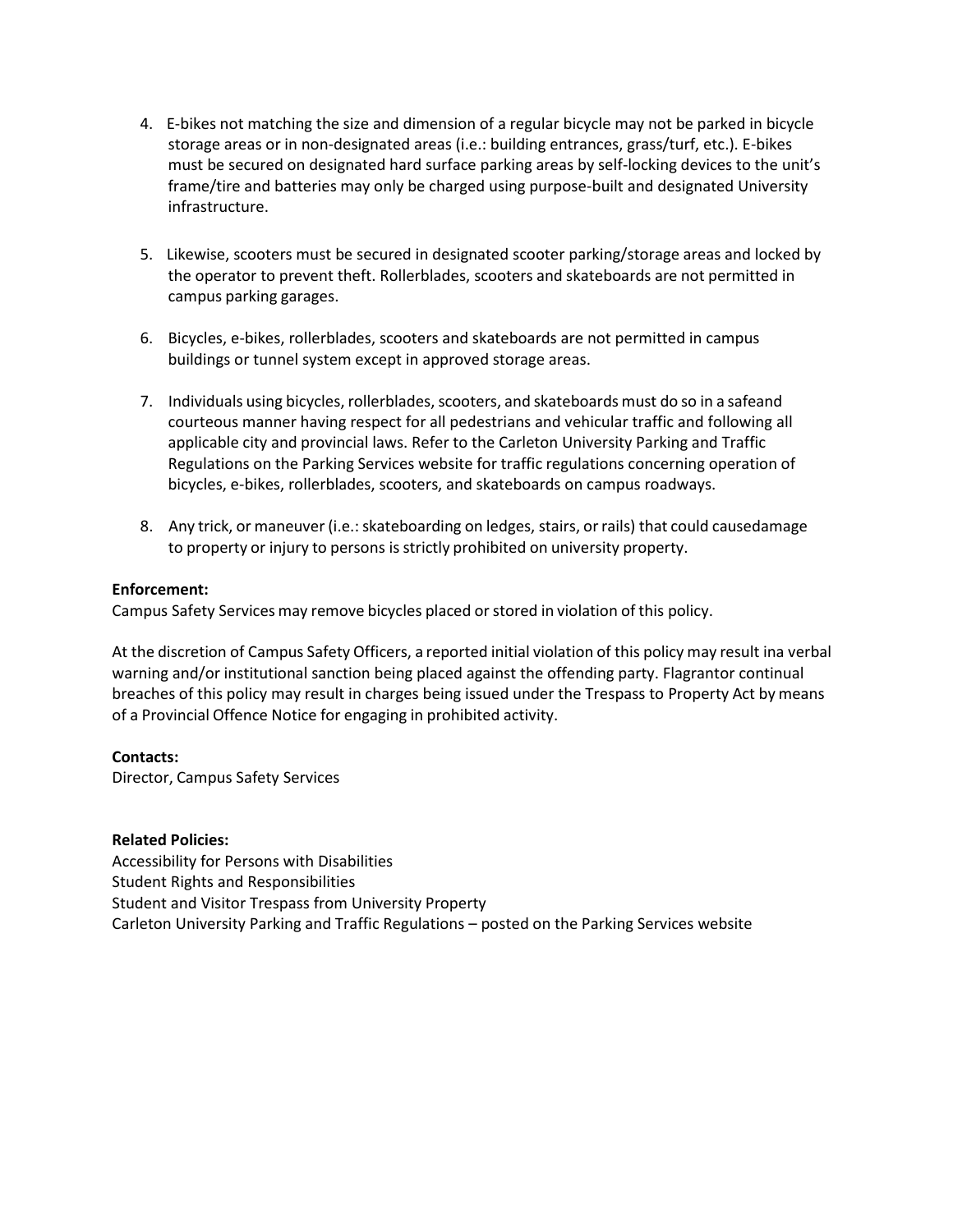4. E-bikes not matching the size and dimension of a regular bicycle may not be parked in bicycle storage areas or in non-designated areas (i.e.: building entrances, grass/turf, etc.). E-bikes must be secured on designated hard surface parking areas by self-locking devices to the unit's frame/tire and batteries may only be charged using purpose-built and designated University infrastructure.

5. Likewise, scooters must be secured in designated scooter parking/storage areas and locked by the operator to prevent theft. Rollerblades, scooters and skateboards are not permitted in campus parking garages.

6. Bicycles, e-bikes, rollerblades, scooters and skateboards are not permitted in campus buildings or tunnel system except in approved storage areas.

7. Individuals using bicycles, rollerblades, scooters, and skateboards must do so in a safeand courteous manner having respect for all pedestrians and vehicular traffic and following all applicable city and provincial laws. Refer to the Carleton University Parking and Traffic Regulations on the Parking Services website for traffic regulations concerning operation of bicycles, e-bikes, rollerblades, scooters, and skateboards on campus roadways.

8. Any trick, or maneuver (i.e.: skateboarding on ledges, stairs, or rails) that could causedamage to property or injury to persons is strictly prohibited on university property.

**Enforcement:**

Campus Safety Services may remove bicycles placed or stored in violation of this policy.

At the discretion of Campus Safety Officers, a reported initial violation of this policy may result ina verbal warning and/or institutional sanction being placed against the offending party. Flagrantor continual breaches of this policy may result in charges being issued under the Trespass to Property Act by means of a Provincial Offence Notice for engaging in prohibited activity.

**Contacts:**

Director, Campus Safety Services

**Related Policies:**

Accessibility for Persons with Disabilities
Student Rights and Responsibilities
Student and Visitor Trespass from University Property
Carleton University Parking and Traffic Regulations – posted on the Parking Services website